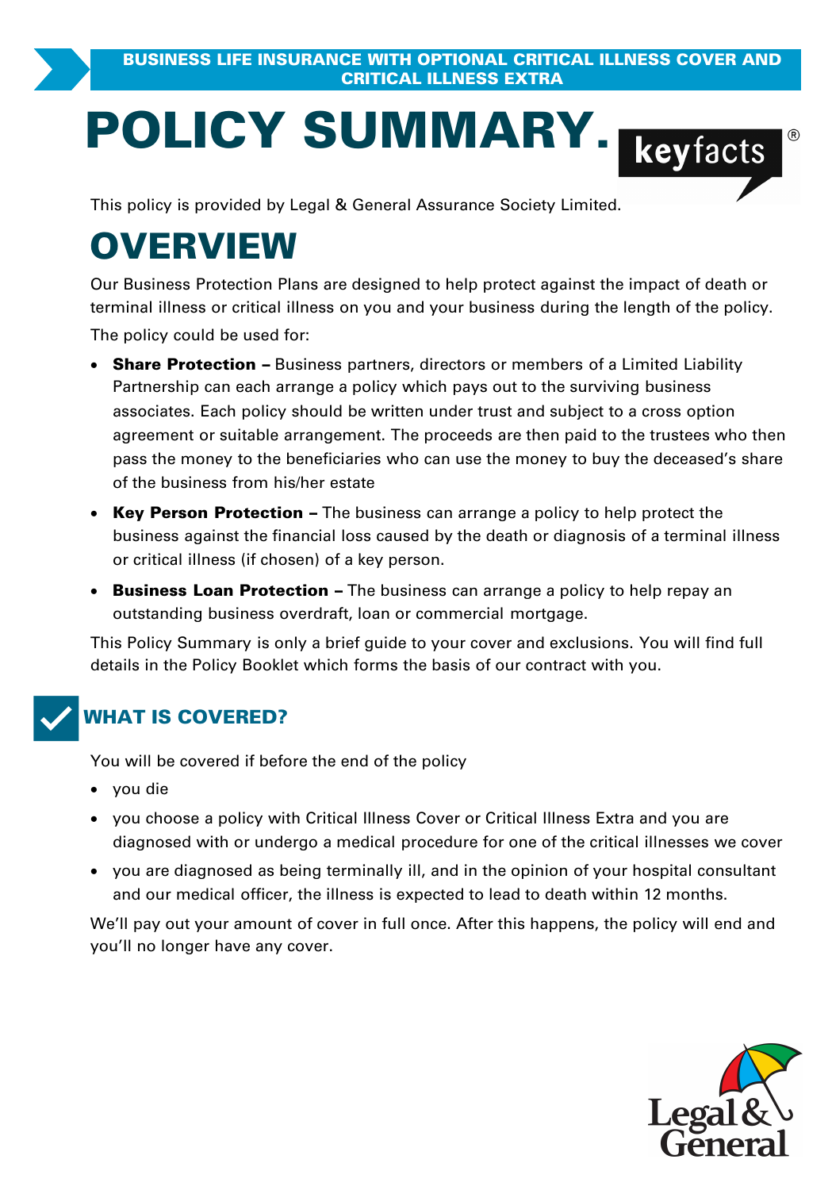BUSINESS LIFE INSURANCE WITH OPTIONAL CRITICAL ILLNESS COVER AND CRITICAL ILLNESS EXTRA

# POLICY SUMMARY.

keyfacts®

This policy is provided by Legal & General Assurance Society Limited.

## OVERVIEW

Our Business Protection Plans are designed to help protect against the impact of death or terminal illness or critical illness on you and your business during the length of the policy.

The policy could be used for:

- **Share Protection –** Business partners, directors or members of a Limited Liability Partnership can each arrange a policy which pays out to the surviving business associates. Each policy should be written under trust and subject to a cross option agreement or suitable arrangement. The proceeds are then paid to the trustees who then pass the money to the beneficiaries who can use the money to buy the deceased's share of the business from his/her estate
- **Key Person Protection –** The business can arrange a policy to help protect the business against the financial loss caused by the death or diagnosis of a terminal illness or critical illness (if chosen) of a key person.
- **Business Loan Protection –** The business can arrange a policy to help repay an outstanding business overdraft, loan or commercial mortgage.

This Policy Summary is only a brief guide to your cover and exclusions. You will find full details in the Policy Booklet which forms the basis of our contract with you.

## WHAT IS COVERED?

You will be covered if before the end of the policy

- you die
- you choose a policy with Critical Illness Cover or Critical Illness Extra and you are diagnosed with or undergo a medical procedure for one of the critical illnesses we cover
- you are diagnosed as being terminally ill, and in the opinion of your hospital consultant and our medical officer, the illness is expected to lead to death within 12 months.

We'll pay out your amount of cover in full once. After this happens, the policy will end and you'll no longer have any cover.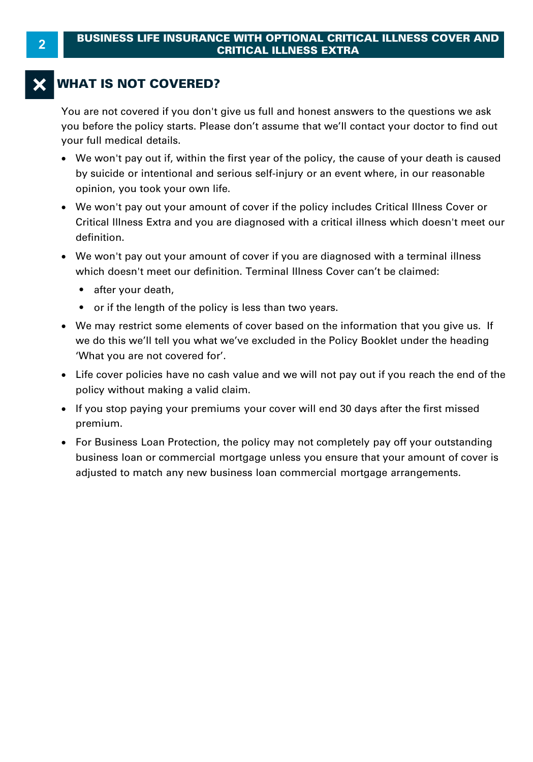## ✕ WHAT IS NOT COVERED?

You are not covered if you don't give us full and honest answers to the questions we ask you before the policy starts. Please don't assume that we'll contact your doctor to find out your full medical details.

- We won't pay out if, within the first year of the policy, the cause of your death is caused by suicide or intentional and serious self-injury or an event where, in our reasonable opinion, you took your own life.
- We won't pay out your amount of cover if the policy includes Critical Illness Cover or Critical Illness Extra and you are diagnosed with a critical illness which doesn't meet our definition.
- We won't pay out your amount of cover if you are diagnosed with a terminal illness which doesn't meet our definition. Terminal Illness Cover can't be claimed:
  - after your death,
  - or if the length of the policy is less than two years.
- We may restrict some elements of cover based on the information that you give us. If we do this we'll tell you what we've excluded in the Policy Booklet under the heading 'What you are not covered for'.
- Life cover policies have no cash value and we will not pay out if you reach the end of the policy without making a valid claim.
- If you stop paying your premiums your cover will end 30 days after the first missed premium.
- For Business Loan Protection, the policy may not completely pay off your outstanding business loan or commercial mortgage unless you ensure that your amount of cover is adjusted to match any new business loan commercial mortgage arrangements.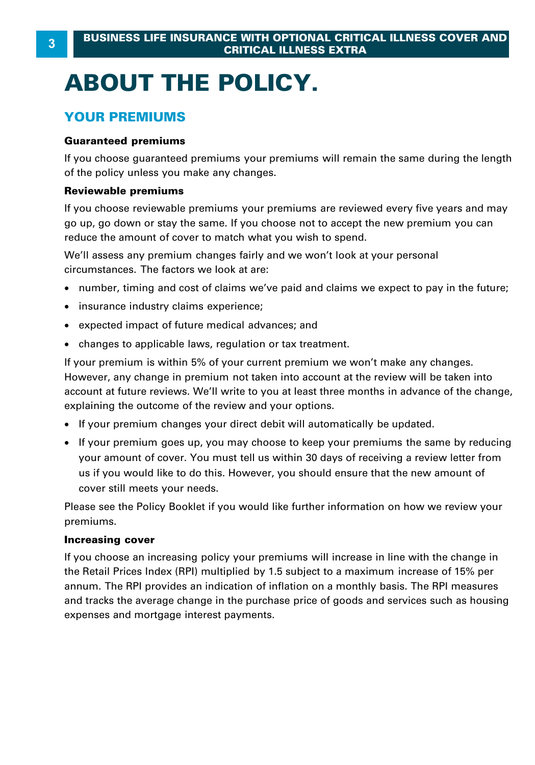# ABOUT THE POLICY.

## YOUR PREMIUMS

**Guaranteed premiums**

If you choose guaranteed premiums your premiums will remain the same during the length of the policy unless you make any changes.

**Reviewable premiums**

If you choose reviewable premiums your premiums are reviewed every five years and may go up, go down or stay the same. If you choose not to accept the new premium you can reduce the amount of cover to match what you wish to spend.

We'll assess any premium changes fairly and we won't look at your personal circumstances. The factors we look at are:

- number, timing and cost of claims we've paid and claims we expect to pay in the future;
- insurance industry claims experience;
- expected impact of future medical advances; and
- changes to applicable laws, regulation or tax treatment.

If your premium is within 5% of your current premium we won't make any changes. However, any change in premium not taken into account at the review will be taken into account at future reviews. We'll write to you at least three months in advance of the change, explaining the outcome of the review and your options.

- If your premium changes your direct debit will automatically be updated.
- If your premium goes up, you may choose to keep your premiums the same by reducing your amount of cover. You must tell us within 30 days of receiving a review letter from us if you would like to do this. However, you should ensure that the new amount of cover still meets your needs.

Please see the Policy Booklet if you would like further information on how we review your premiums.

**Increasing cover**

If you choose an increasing policy your premiums will increase in line with the change in the Retail Prices Index (RPI) multiplied by 1.5 subject to a maximum increase of 15% per annum. The RPI provides an indication of inflation on a monthly basis. The RPI measures and tracks the average change in the purchase price of goods and services such as housing expenses and mortgage interest payments.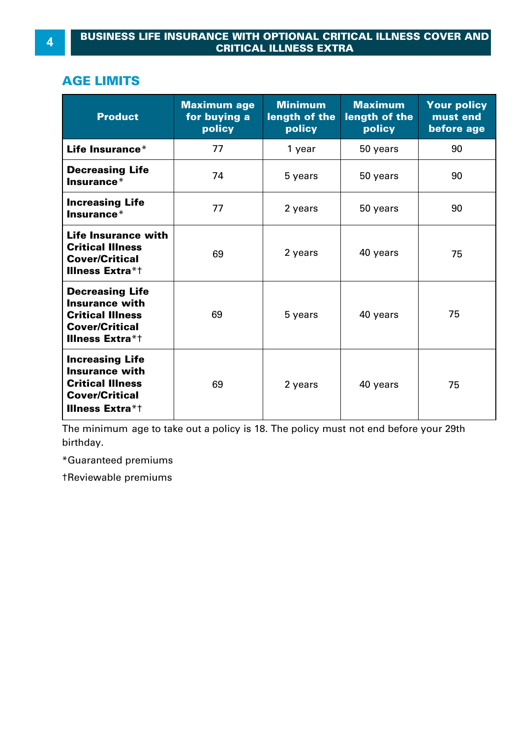## AGE LIMITS

| Product | Maximum age for buying a policy | Minimum length of the policy | Maximum length of the policy | Your policy must end before age |
|---|---|---|---|---|
| **Life Insurance*** | 77 | 1 year | 50 years | 90 |
| **Decreasing Life Insurance*** | 74 | 5 years | 50 years | 90 |
| **Increasing Life Insurance*** | 77 | 2 years | 50 years | 90 |
| **Life Insurance with Critical Illness Cover/Critical Illness Extra*†** | 69 | 2 years | 40 years | 75 |
| **Decreasing Life Insurance with Critical Illness Cover/Critical Illness Extra*†** | 69 | 5 years | 40 years | 75 |
| **Increasing Life Insurance with Critical Illness Cover/Critical Illness Extra*†** | 69 | 2 years | 40 years | 75 |

The minimum age to take out a policy is 18. The policy must not end before your 29th birthday.

*Guaranteed premiums

†Reviewable premiums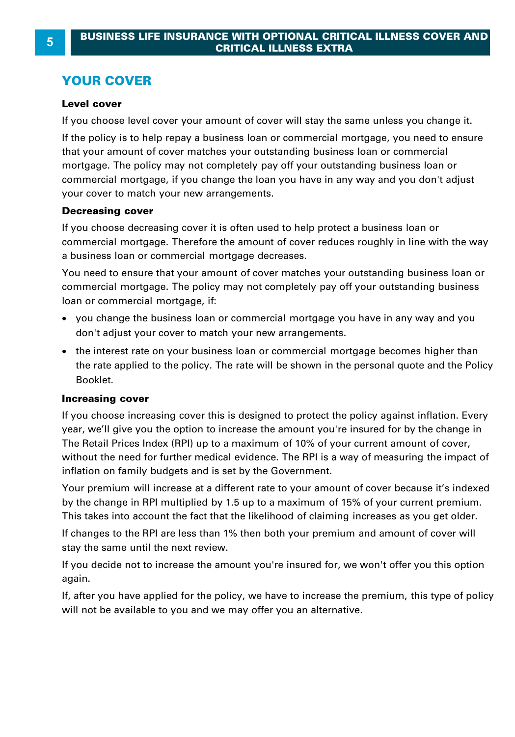## YOUR COVER

**Level cover**

If you choose level cover your amount of cover will stay the same unless you change it.

If the policy is to help repay a business loan or commercial mortgage, you need to ensure that your amount of cover matches your outstanding business loan or commercial mortgage. The policy may not completely pay off your outstanding business loan or commercial mortgage, if you change the loan you have in any way and you don't adjust your cover to match your new arrangements.

**Decreasing cover**

If you choose decreasing cover it is often used to help protect a business loan or commercial mortgage. Therefore the amount of cover reduces roughly in line with the way a business loan or commercial mortgage decreases.

You need to ensure that your amount of cover matches your outstanding business loan or commercial mortgage. The policy may not completely pay off your outstanding business loan or commercial mortgage, if:

- you change the business loan or commercial mortgage you have in any way and you don't adjust your cover to match your new arrangements.
- the interest rate on your business loan or commercial mortgage becomes higher than the rate applied to the policy. The rate will be shown in the personal quote and the Policy Booklet.

**Increasing cover**

If you choose increasing cover this is designed to protect the policy against inflation. Every year, we'll give you the option to increase the amount you're insured for by the change in The Retail Prices Index (RPI) up to a maximum of 10% of your current amount of cover, without the need for further medical evidence. The RPI is a way of measuring the impact of inflation on family budgets and is set by the Government.

Your premium will increase at a different rate to your amount of cover because it's indexed by the change in RPI multiplied by 1.5 up to a maximum of 15% of your current premium. This takes into account the fact that the likelihood of claiming increases as you get older.

If changes to the RPI are less than 1% then both your premium and amount of cover will stay the same until the next review.

If you decide not to increase the amount you're insured for, we won't offer you this option again.

If, after you have applied for the policy, we have to increase the premium, this type of policy will not be available to you and we may offer you an alternative.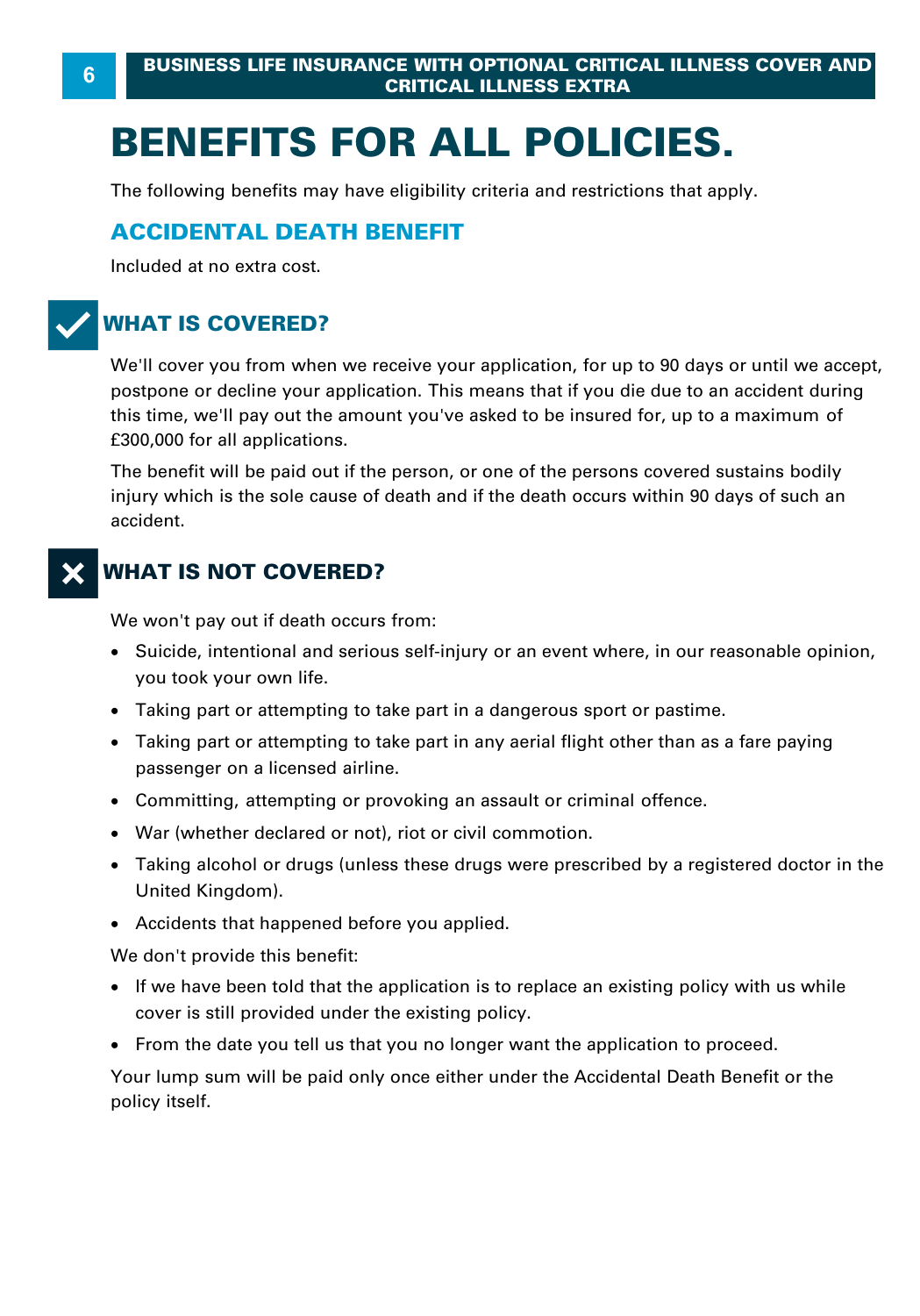# BENEFITS FOR ALL POLICIES.

The following benefits may have eligibility criteria and restrictions that apply.

## ACCIDENTAL DEATH BENEFIT

Included at no extra cost.

### WHAT IS COVERED?

We'll cover you from when we receive your application, for up to 90 days or until we accept, postpone or decline your application. This means that if you die due to an accident during this time, we'll pay out the amount you've asked to be insured for, up to a maximum of £300,000 for all applications.

The benefit will be paid out if the person, or one of the persons covered sustains bodily injury which is the sole cause of death and if the death occurs within 90 days of such an accident.

### WHAT IS NOT COVERED?

We won't pay out if death occurs from:

- Suicide, intentional and serious self-injury or an event where, in our reasonable opinion, you took your own life.
- Taking part or attempting to take part in a dangerous sport or pastime.
- Taking part or attempting to take part in any aerial flight other than as a fare paying passenger on a licensed airline.
- Committing, attempting or provoking an assault or criminal offence.
- War (whether declared or not), riot or civil commotion.
- Taking alcohol or drugs (unless these drugs were prescribed by a registered doctor in the United Kingdom).
- Accidents that happened before you applied.

We don't provide this benefit:

- If we have been told that the application is to replace an existing policy with us while cover is still provided under the existing policy.
- From the date you tell us that you no longer want the application to proceed.

Your lump sum will be paid only once either under the Accidental Death Benefit or the policy itself.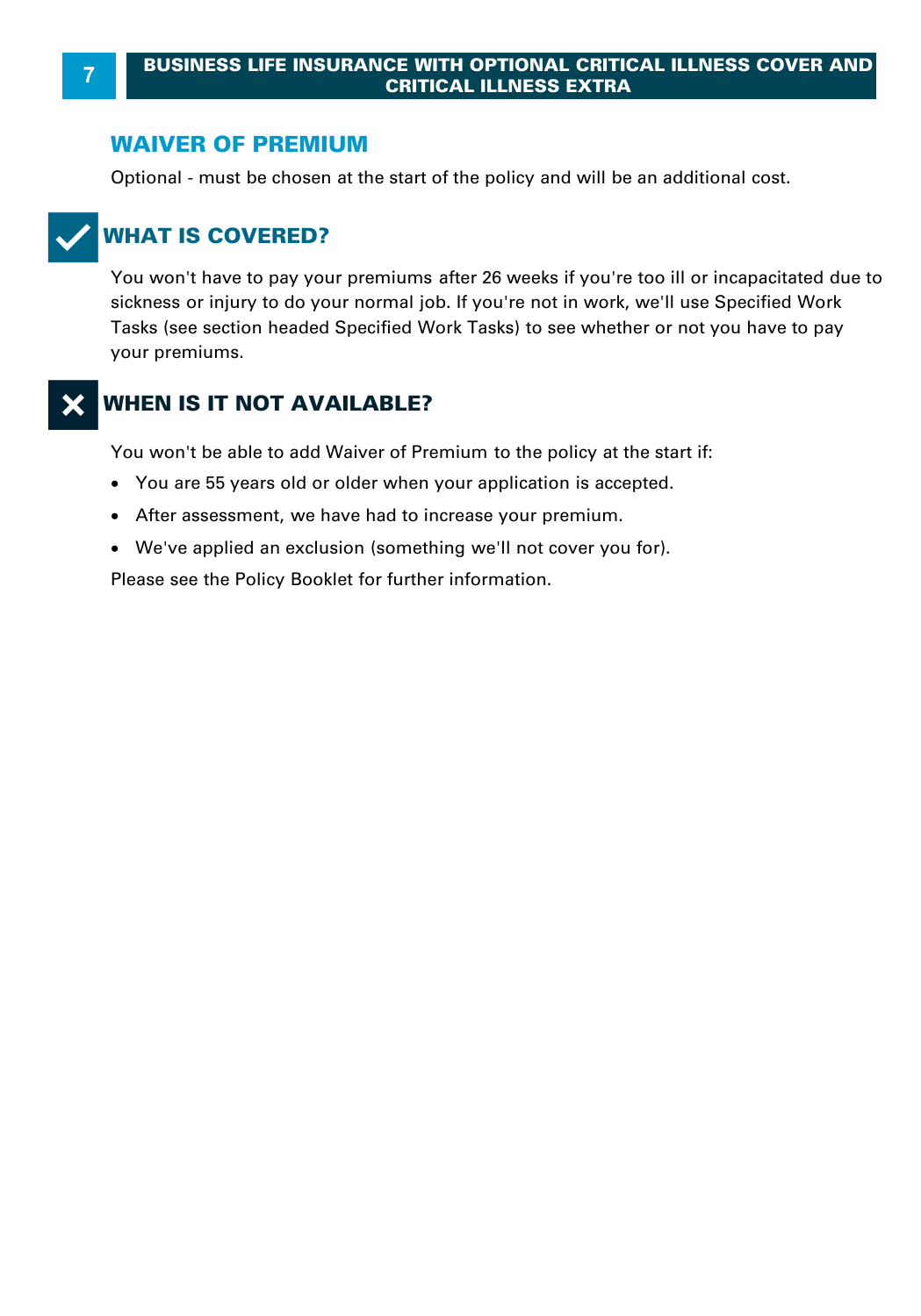## WAIVER OF PREMIUM

Optional - must be chosen at the start of the policy and will be an additional cost.

### WHAT IS COVERED?

You won't have to pay your premiums after 26 weeks if you're too ill or incapacitated due to sickness or injury to do your normal job. If you're not in work, we'll use Specified Work Tasks (see section headed Specified Work Tasks) to see whether or not you have to pay your premiums.

### WHEN IS IT NOT AVAILABLE?

You won't be able to add Waiver of Premium to the policy at the start if:

- You are 55 years old or older when your application is accepted.
- After assessment, we have had to increase your premium.
- We've applied an exclusion (something we'll not cover you for).

Please see the Policy Booklet for further information.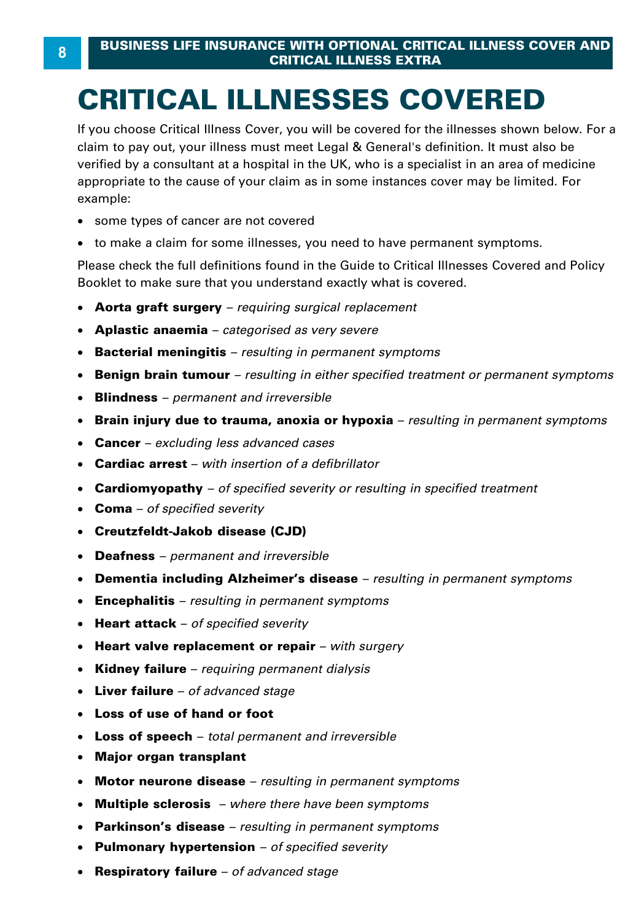# CRITICAL ILLNESSES COVERED

If you choose Critical Illness Cover, you will be covered for the illnesses shown below. For a claim to pay out, your illness must meet Legal & General's definition. It must also be verified by a consultant at a hospital in the UK, who is a specialist in an area of medicine appropriate to the cause of your claim as in some instances cover may be limited. For example:

- some types of cancer are not covered
- to make a claim for some illnesses, you need to have permanent symptoms.

Please check the full definitions found in the Guide to Critical Illnesses Covered and Policy Booklet to make sure that you understand exactly what is covered.

- **Aorta graft surgery** – *requiring surgical replacement*
- **Aplastic anaemia** – *categorised as very severe*
- **Bacterial meningitis** – *resulting in permanent symptoms*
- **Benign brain tumour** – *resulting in either specified treatment or permanent symptoms*
- **Blindness** – *permanent and irreversible*
- **Brain injury due to trauma, anoxia or hypoxia** – *resulting in permanent symptoms*
- **Cancer** – *excluding less advanced cases*
- **Cardiac arrest** – *with insertion of a defibrillator*
- **Cardiomyopathy** – *of specified severity or resulting in specified treatment*
- **Coma** – *of specified severity*
- **Creutzfeldt-Jakob disease (CJD)**
- **Deafness** – *permanent and irreversible*
- **Dementia including Alzheimer's disease** – *resulting in permanent symptoms*
- **Encephalitis** – *resulting in permanent symptoms*
- **Heart attack** – *of specified severity*
- **Heart valve replacement or repair** – *with surgery*
- **Kidney failure** – *requiring permanent dialysis*
- **Liver failure** – *of advanced stage*
- **Loss of use of hand or foot**
- **Loss of speech** – *total permanent and irreversible*
- **Major organ transplant**
- **Motor neurone disease** – *resulting in permanent symptoms*
- **Multiple sclerosis** – *where there have been symptoms*
- **Parkinson's disease** – *resulting in permanent symptoms*
- **Pulmonary hypertension** – *of specified severity*
- **Respiratory failure** – *of advanced stage*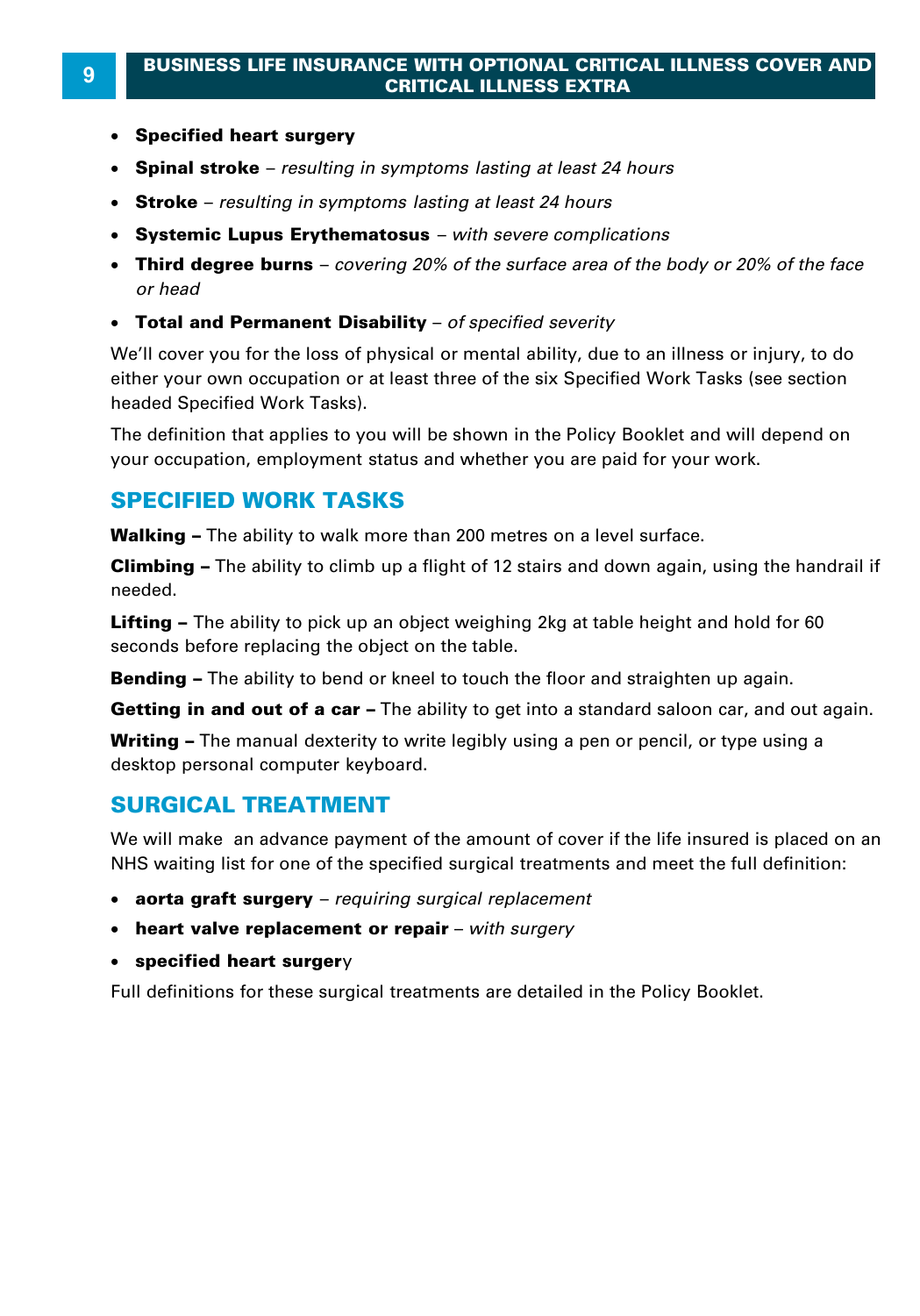- **Specified heart surgery**
- **Spinal stroke** – *resulting in symptoms lasting at least 24 hours*
- **Stroke** – *resulting in symptoms lasting at least 24 hours*
- **Systemic Lupus Erythematosus** – *with severe complications*
- **Third degree burns** – *covering 20% of the surface area of the body or 20% of the face or head*
- **Total and Permanent Disability** – *of specified severity*

We'll cover you for the loss of physical or mental ability, due to an illness or injury, to do either your own occupation or at least three of the six Specified Work Tasks (see section headed Specified Work Tasks).

The definition that applies to you will be shown in the Policy Booklet and will depend on your occupation, employment status and whether you are paid for your work.

## SPECIFIED WORK TASKS

**Walking –** The ability to walk more than 200 metres on a level surface.

**Climbing –** The ability to climb up a flight of 12 stairs and down again, using the handrail if needed.

**Lifting –** The ability to pick up an object weighing 2kg at table height and hold for 60 seconds before replacing the object on the table.

**Bending –** The ability to bend or kneel to touch the floor and straighten up again.

**Getting in and out of a car –** The ability to get into a standard saloon car, and out again.

**Writing –** The manual dexterity to write legibly using a pen or pencil, or type using a desktop personal computer keyboard.

## SURGICAL TREATMENT

We will make an advance payment of the amount of cover if the life insured is placed on an NHS waiting list for one of the specified surgical treatments and meet the full definition:

- **aorta graft surgery** – *requiring surgical replacement*
- **heart valve replacement or repair** – *with surgery*
- **specified heart surgery**

Full definitions for these surgical treatments are detailed in the Policy Booklet.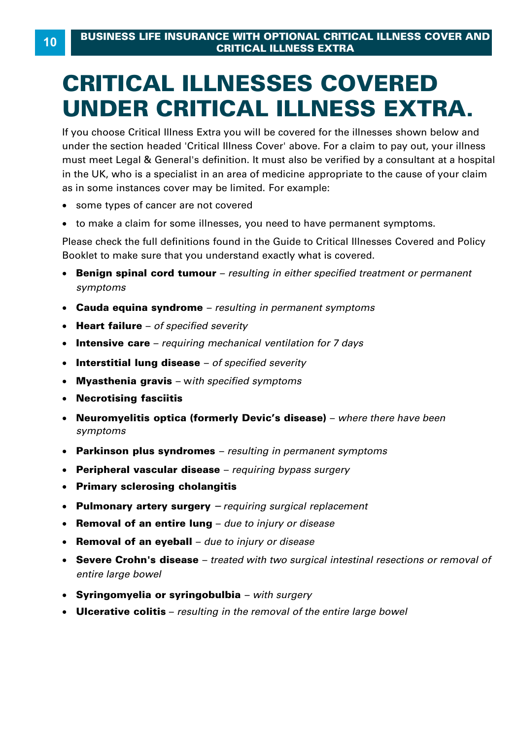# CRITICAL ILLNESSES COVERED UNDER CRITICAL ILLNESS EXTRA.

If you choose Critical Illness Extra you will be covered for the illnesses shown below and under the section headed 'Critical Illness Cover' above. For a claim to pay out, your illness must meet Legal & General's definition. It must also be verified by a consultant at a hospital in the UK, who is a specialist in an area of medicine appropriate to the cause of your claim as in some instances cover may be limited. For example:

- some types of cancer are not covered
- to make a claim for some illnesses, you need to have permanent symptoms.

Please check the full definitions found in the Guide to Critical Illnesses Covered and Policy Booklet to make sure that you understand exactly what is covered.

- **Benign spinal cord tumour** – *resulting in either specified treatment or permanent symptoms*
- **Cauda equina syndrome** – *resulting in permanent symptoms*
- **Heart failure** – *of specified severity*
- **Intensive care** – *requiring mechanical ventilation for 7 days*
- **Interstitial lung disease** – *of specified severity*
- **Myasthenia gravis** – w*ith specified symptoms*
- **Necrotising fasciitis**
- **Neuromyelitis optica (formerly Devic's disease)** – *where there have been symptoms*
- **Parkinson plus syndromes** – *resulting in permanent symptoms*
- **Peripheral vascular disease** – *requiring bypass surgery*
- **Primary sclerosing cholangitis**
- **Pulmonary artery surgery** – *requiring surgical replacement*
- **Removal of an entire lung** – *due to injury or disease*
- **Removal of an eyeball** – *due to injury or disease*
- **Severe Crohn's disease** – *treated with two surgical intestinal resections or removal of entire large bowel*
- **Syringomyelia or syringobulbia** – *with surgery*
- **Ulcerative colitis** – *resulting in the removal of the entire large bowel*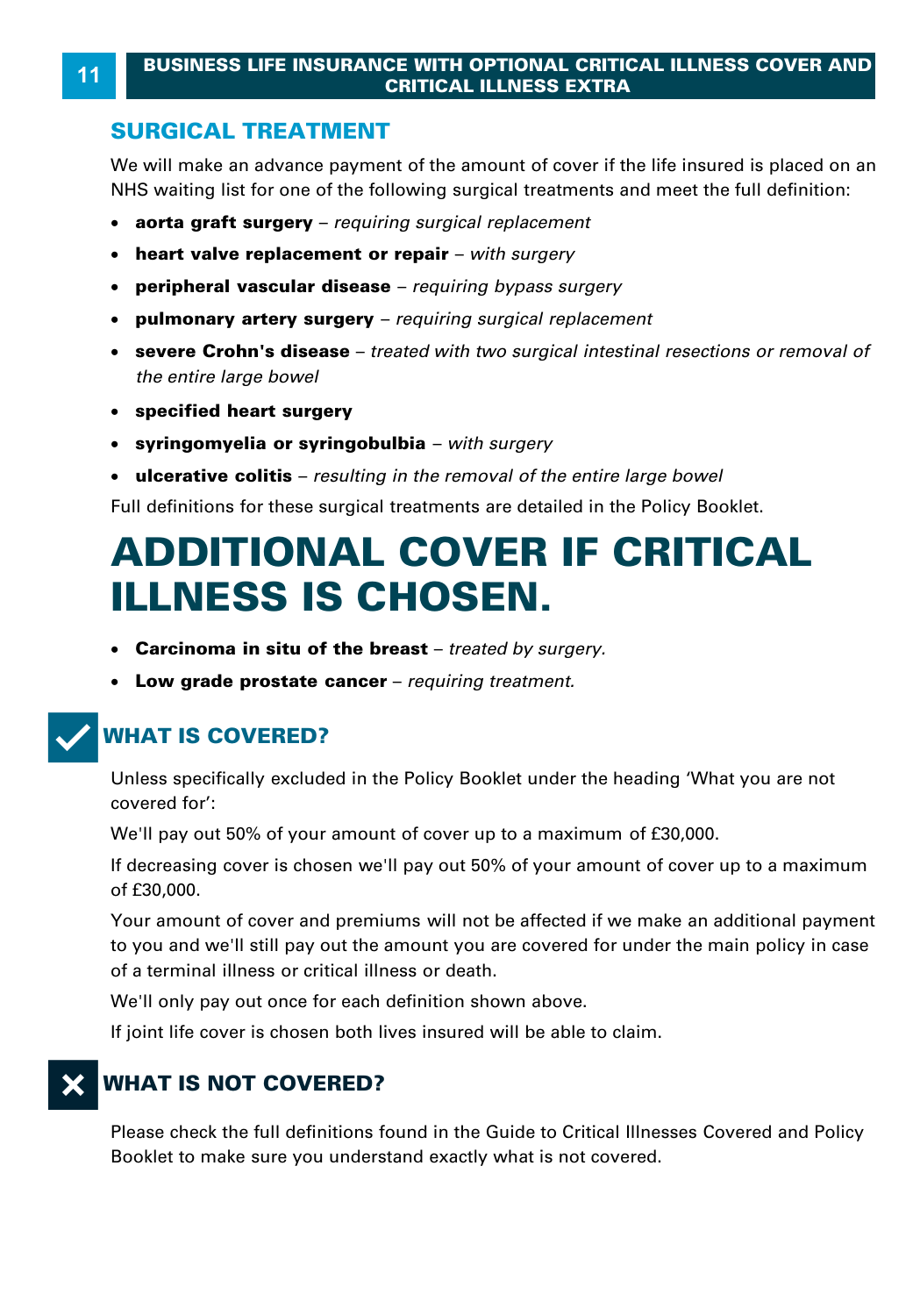## SURGICAL TREATMENT

We will make an advance payment of the amount of cover if the life insured is placed on an NHS waiting list for one of the following surgical treatments and meet the full definition:

- **aorta graft surgery** – *requiring surgical replacement*
- **heart valve replacement or repair** – *with surgery*
- **peripheral vascular disease** – *requiring bypass surgery*
- **pulmonary artery surgery** – *requiring surgical replacement*
- **severe Crohn's disease** – *treated with two surgical intestinal resections or removal of the entire large bowel*
- **specified heart surgery**
- **syringomyelia or syringobulbia** – *with surgery*
- **ulcerative colitis** – *resulting in the removal of the entire large bowel*

Full definitions for these surgical treatments are detailed in the Policy Booklet.

# ADDITIONAL COVER IF CRITICAL ILLNESS IS CHOSEN.

- **Carcinoma in situ of the breast** – *treated by surgery.*
- **Low grade prostate cancer** – *requiring treatment.*

## WHAT IS COVERED?

Unless specifically excluded in the Policy Booklet under the heading 'What you are not covered for':

We'll pay out 50% of your amount of cover up to a maximum of £30,000.

If decreasing cover is chosen we'll pay out 50% of your amount of cover up to a maximum of £30,000.

Your amount of cover and premiums will not be affected if we make an additional payment to you and we'll still pay out the amount you are covered for under the main policy in case of a terminal illness or critical illness or death.

We'll only pay out once for each definition shown above.

If joint life cover is chosen both lives insured will be able to claim.

## WHAT IS NOT COVERED?

Please check the full definitions found in the Guide to Critical Illnesses Covered and Policy Booklet to make sure you understand exactly what is not covered.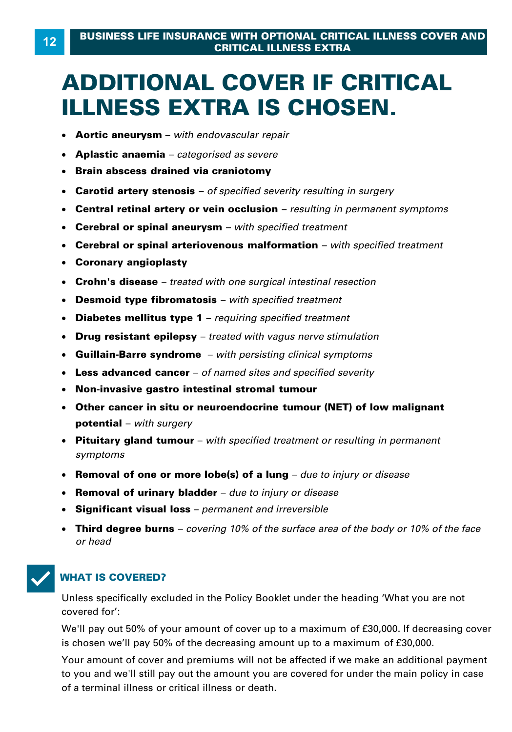# ADDITIONAL COVER IF CRITICAL ILLNESS EXTRA IS CHOSEN.

- **Aortic aneurysm** – *with endovascular repair*
- **Aplastic anaemia** – *categorised as severe*
- **Brain abscess drained via craniotomy**
- **Carotid artery stenosis** – *of specified severity resulting in surgery*
- **Central retinal artery or vein occlusion** – *resulting in permanent symptoms*
- **Cerebral or spinal aneurysm** – *with specified treatment*
- **Cerebral or spinal arteriovenous malformation** – *with specified treatment*
- **Coronary angioplasty**
- **Crohn's disease** – *treated with one surgical intestinal resection*
- **Desmoid type fibromatosis** – *with specified treatment*
- **Diabetes mellitus type 1** – *requiring specified treatment*
- **Drug resistant epilepsy** – *treated with vagus nerve stimulation*
- **Guillain-Barre syndrome** – *with persisting clinical symptoms*
- **Less advanced cancer** – *of named sites and specified severity*
- **Non-invasive gastro intestinal stromal tumour**
- **Other cancer in situ or neuroendocrine tumour (NET) of low malignant potential** – *with surgery*
- **Pituitary gland tumour** – *with specified treatment or resulting in permanent symptoms*
- **Removal of one or more lobe(s) of a lung** – *due to injury or disease*
- **Removal of urinary bladder** – *due to injury or disease*
- **Significant visual loss** – *permanent and irreversible*
- **Third degree burns** – *covering 10% of the surface area of the body or 10% of the face or head*

## WHAT IS COVERED?

Unless specifically excluded in the Policy Booklet under the heading 'What you are not covered for':

We'll pay out 50% of your amount of cover up to a maximum of £30,000. If decreasing cover is chosen we'll pay 50% of the decreasing amount up to a maximum of £30,000.

Your amount of cover and premiums will not be affected if we make an additional payment to you and we'll still pay out the amount you are covered for under the main policy in case of a terminal illness or critical illness or death.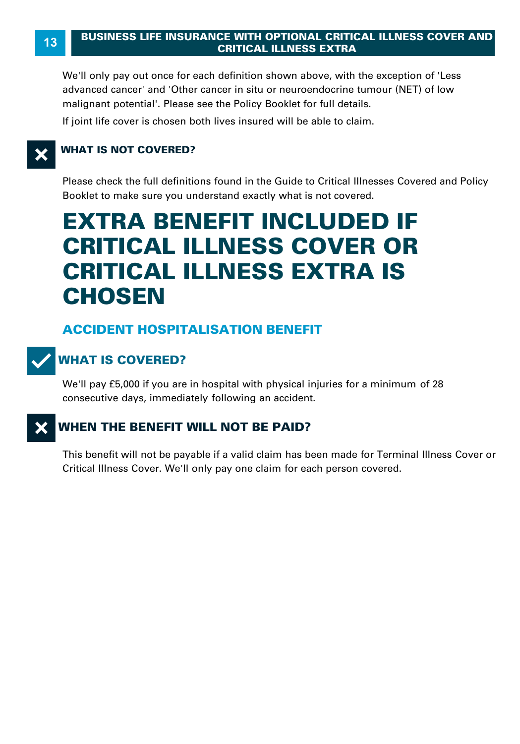We'll only pay out once for each definition shown above, with the exception of 'Less advanced cancer' and 'Other cancer in situ or neuroendocrine tumour (NET) of low malignant potential'. Please see the Policy Booklet for full details.

If joint life cover is chosen both lives insured will be able to claim.

### WHAT IS NOT COVERED?

Please check the full definitions found in the Guide to Critical Illnesses Covered and Policy Booklet to make sure you understand exactly what is not covered.

# EXTRA BENEFIT INCLUDED IF CRITICAL ILLNESS COVER OR CRITICAL ILLNESS EXTRA IS CHOSEN

## ACCIDENT HOSPITALISATION BENEFIT

### WHAT IS COVERED?

We'll pay £5,000 if you are in hospital with physical injuries for a minimum of 28 consecutive days, immediately following an accident.

### WHEN THE BENEFIT WILL NOT BE PAID?

This benefit will not be payable if a valid claim has been made for Terminal Illness Cover or Critical Illness Cover. We'll only pay one claim for each person covered.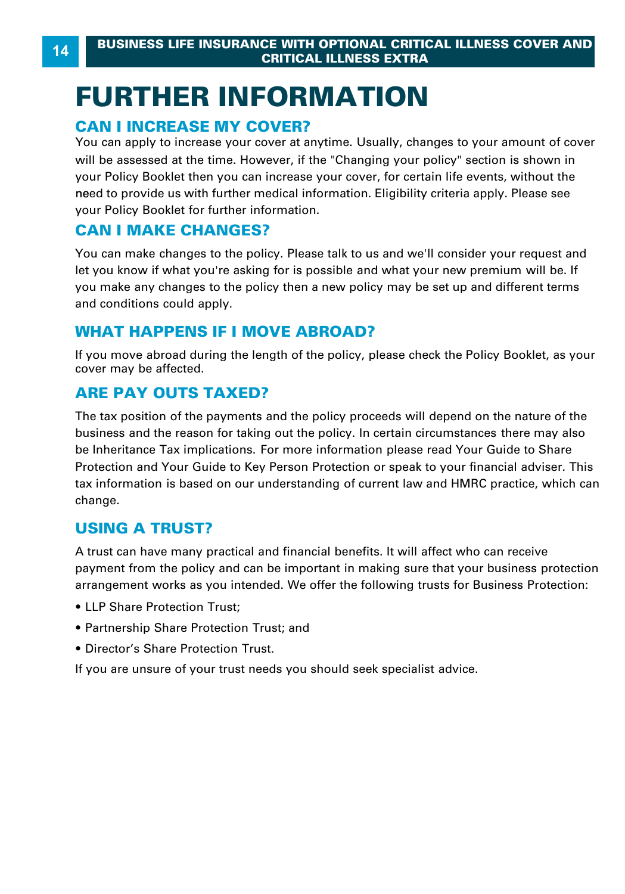# FURTHER INFORMATION

## CAN I INCREASE MY COVER?

You can apply to increase your cover at anytime. Usually, changes to your amount of cover will be assessed at the time. However, if the "Changing your policy" section is shown in your Policy Booklet then you can increase your cover, for certain life events, without the need to provide us with further medical information. Eligibility criteria apply. Please see your Policy Booklet for further information.

## CAN I MAKE CHANGES?

You can make changes to the policy. Please talk to us and we'll consider your request and let you know if what you're asking for is possible and what your new premium will be. If you make any changes to the policy then a new policy may be set up and different terms and conditions could apply.

## WHAT HAPPENS IF I MOVE ABROAD?

If you move abroad during the length of the policy, please check the Policy Booklet, as your cover may be affected.

## ARE PAY OUTS TAXED?

The tax position of the payments and the policy proceeds will depend on the nature of the business and the reason for taking out the policy. In certain circumstances there may also be Inheritance Tax implications. For more information please read Your Guide to Share Protection and Your Guide to Key Person Protection or speak to your financial adviser. This tax information is based on our understanding of current law and HMRC practice, which can change.

## USING A TRUST?

A trust can have many practical and financial benefits. It will affect who can receive payment from the policy and can be important in making sure that your business protection arrangement works as you intended. We offer the following trusts for Business Protection:

- LLP Share Protection Trust;
- Partnership Share Protection Trust; and
- Director's Share Protection Trust.

If you are unsure of your trust needs you should seek specialist advice.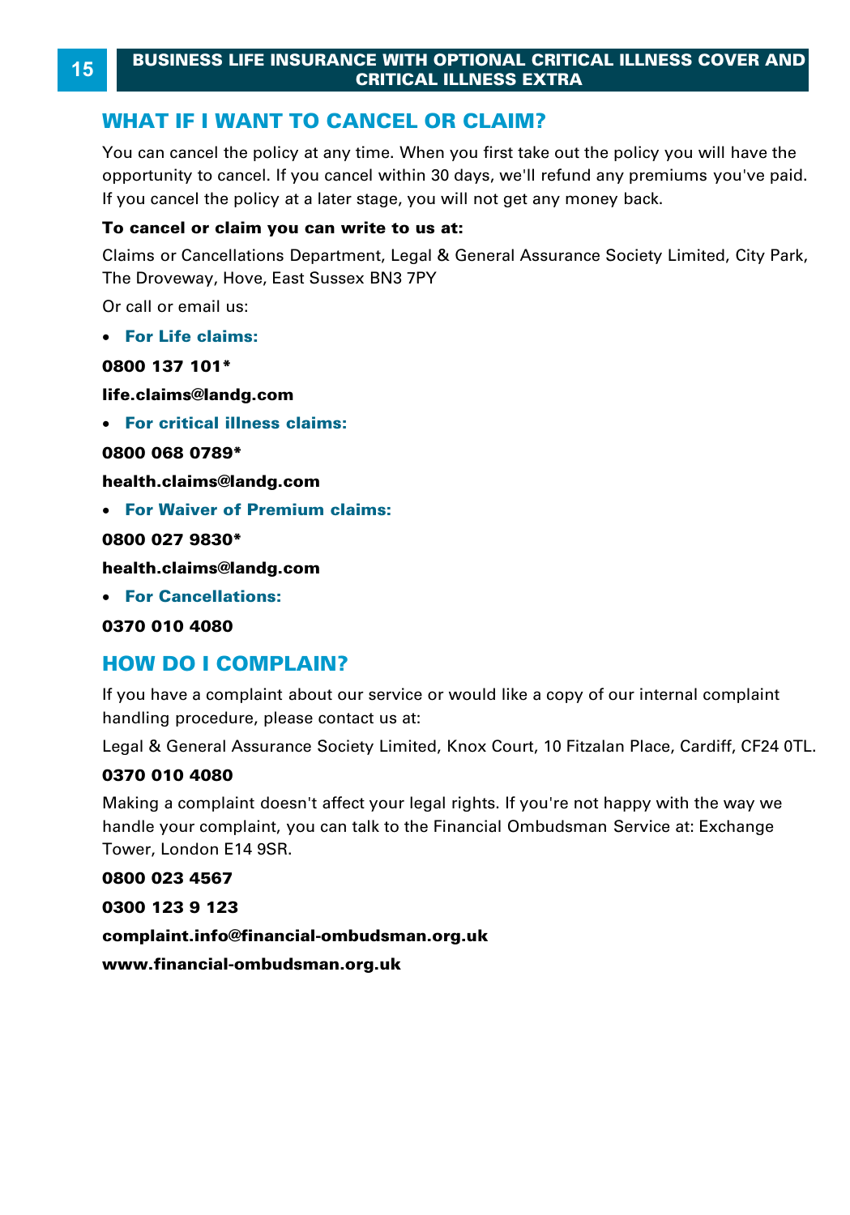## WHAT IF I WANT TO CANCEL OR CLAIM?

You can cancel the policy at any time. When you first take out the policy you will have the opportunity to cancel. If you cancel within 30 days, we'll refund any premiums you've paid. If you cancel the policy at a later stage, you will not get any money back.

**To cancel or claim you can write to us at:**

Claims or Cancellations Department, Legal & General Assurance Society Limited, City Park, The Droveway, Hove, East Sussex BN3 7PY

Or call or email us:

- **For Life claims:**

**0800 137 101***

**life.claims@landg.com**

- **For critical illness claims:**

**0800 068 0789***

**health.claims@landg.com**

- **For Waiver of Premium claims:**

**0800 027 9830***

**health.claims@landg.com**

- **For Cancellations:**

**0370 010 4080**

## HOW DO I COMPLAIN?

If you have a complaint about our service or would like a copy of our internal complaint handling procedure, please contact us at:

Legal & General Assurance Society Limited, Knox Court, 10 Fitzalan Place, Cardiff, CF24 0TL.

**0370 010 4080**

Making a complaint doesn't affect your legal rights. If you're not happy with the way we handle your complaint, you can talk to the Financial Ombudsman Service at: Exchange Tower, London E14 9SR.

**0800 023 4567**

**0300 123 9 123**

**complaint.info@financial-ombudsman.org.uk**

**www.financial-ombudsman.org.uk**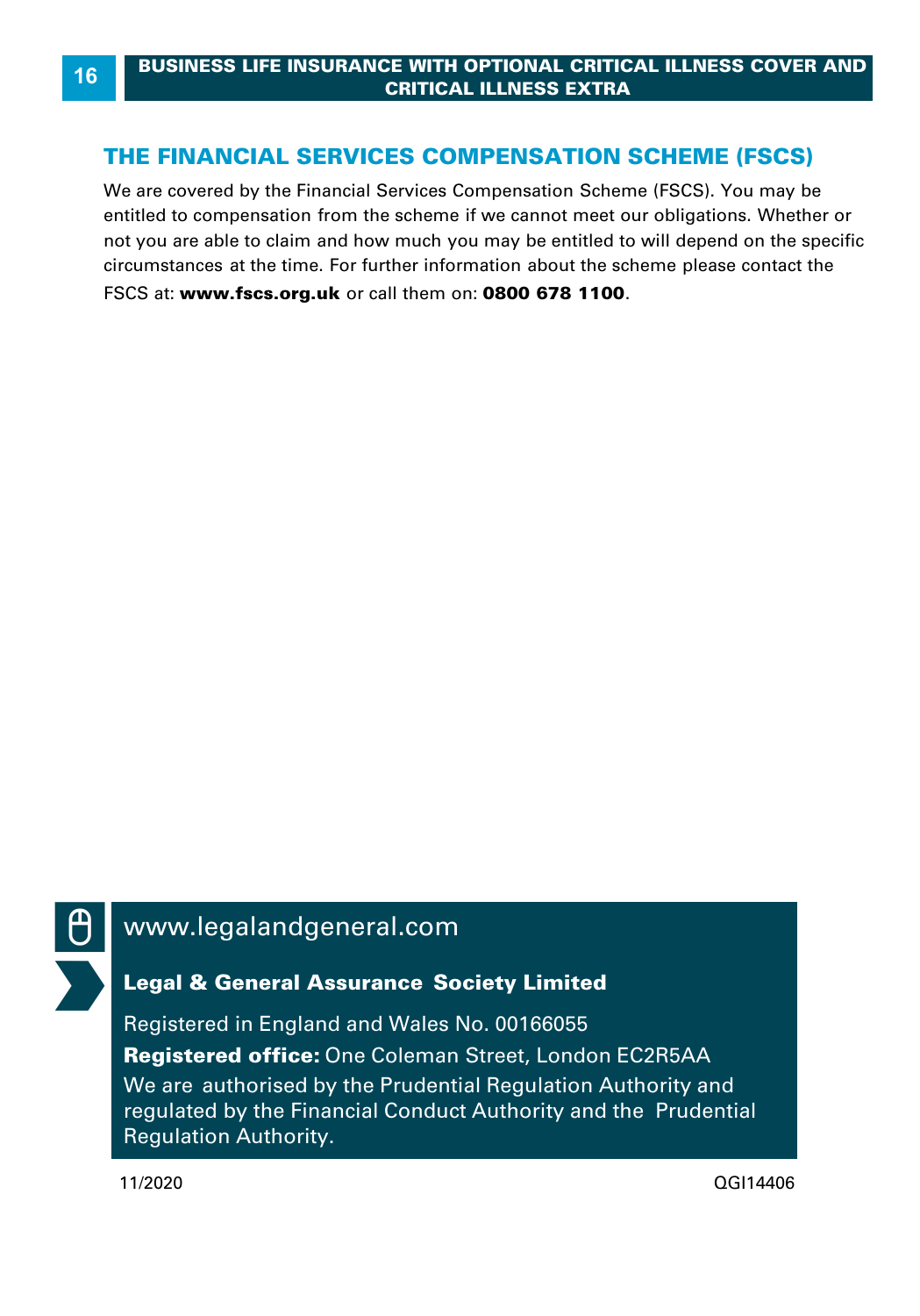## THE FINANCIAL SERVICES COMPENSATION SCHEME (FSCS)

We are covered by the Financial Services Compensation Scheme (FSCS). You may be entitled to compensation from the scheme if we cannot meet our obligations. Whether or not you are able to claim and how much you may be entitled to will depend on the specific circumstances at the time. For further information about the scheme please contact the FSCS at: **www.fscs.org.uk** or call them on: **0800 678 1100**.

www.legalandgeneral.com

**Legal & General Assurance Society Limited**

Registered in England and Wales No. 00166055

**Registered office:** One Coleman Street, London EC2R5AA

We are authorised by the Prudential Regulation Authority and regulated by the Financial Conduct Authority and the Prudential Regulation Authority.

11/2020

QGI14406